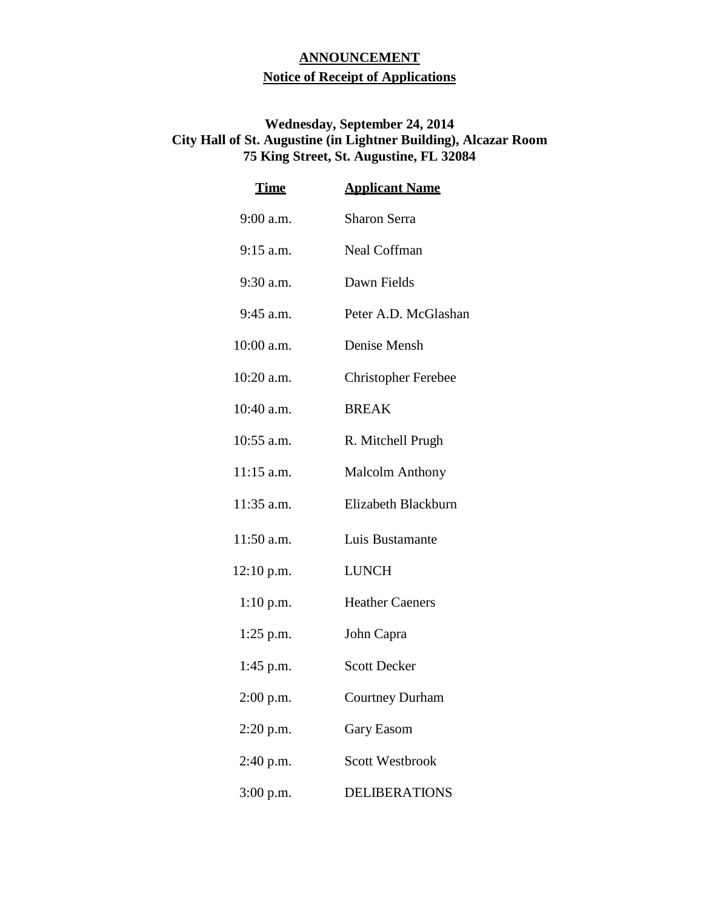# ANNOUNCEMENT

## Notice of Receipt of Applications

**Wednesday, September 24, 2014**
**City Hall of St. Augustine (in Lightner Building), Alcazar Room**
**75 King Street, St. Augustine, FL 32084**

| Time | Applicant Name |
|---|---|
| 9:00 a.m. | Sharon Serra |
| 9:15 a.m. | Neal Coffman |
| 9:30 a.m. | Dawn Fields |
| 9:45 a.m. | Peter A.D. McGlashan |
| 10:00 a.m. | Denise Mensh |
| 10:20 a.m. | Christopher Ferebee |
| 10:40 a.m. | BREAK |
| 10:55 a.m. | R. Mitchell Prugh |
| 11:15 a.m. | Malcolm Anthony |
| 11:35 a.m. | Elizabeth Blackburn |
| 11:50 a.m. | Luis Bustamante |
| 12:10 p.m. | LUNCH |
| 1:10 p.m. | Heather Caeners |
| 1:25 p.m. | John Capra |
| 1:45 p.m. | Scott Decker |
| 2:00 p.m. | Courtney Durham |
| 2:20 p.m. | Gary Easom |
| 2:40 p.m. | Scott Westbrook |
| 3:00 p.m. | DELIBERATIONS |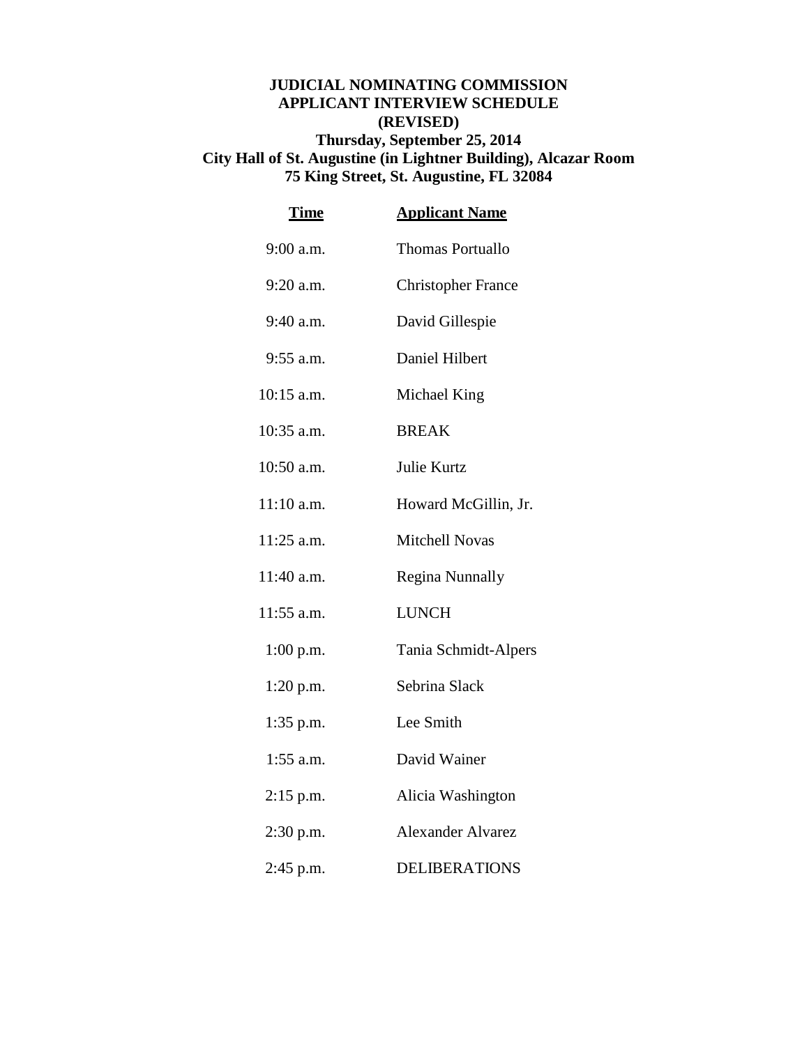**JUDICIAL NOMINATING COMMISSION**
**APPLICANT INTERVIEW SCHEDULE**
**(REVISED)**
**Thursday, September 25, 2014**
**City Hall of St. Augustine (in Lightner Building), Alcazar Room**
**75 King Street, St. Augustine, FL 32084**

| Time | Applicant Name |
|---|---|
| 9:00 a.m. | Thomas Portuallo |
| 9:20 a.m. | Christopher France |
| 9:40 a.m. | David Gillespie |
| 9:55 a.m. | Daniel Hilbert |
| 10:15 a.m. | Michael King |
| 10:35 a.m. | BREAK |
| 10:50 a.m. | Julie Kurtz |
| 11:10 a.m. | Howard McGillin, Jr. |
| 11:25 a.m. | Mitchell Novas |
| 11:40 a.m. | Regina Nunnally |
| 11:55 a.m. | LUNCH |
| 1:00 p.m. | Tania Schmidt-Alpers |
| 1:20 p.m. | Sebrina Slack |
| 1:35 p.m. | Lee Smith |
| 1:55 a.m. | David Wainer |
| 2:15 p.m. | Alicia Washington |
| 2:30 p.m. | Alexander Alvarez |
| 2:45 p.m. | DELIBERATIONS |